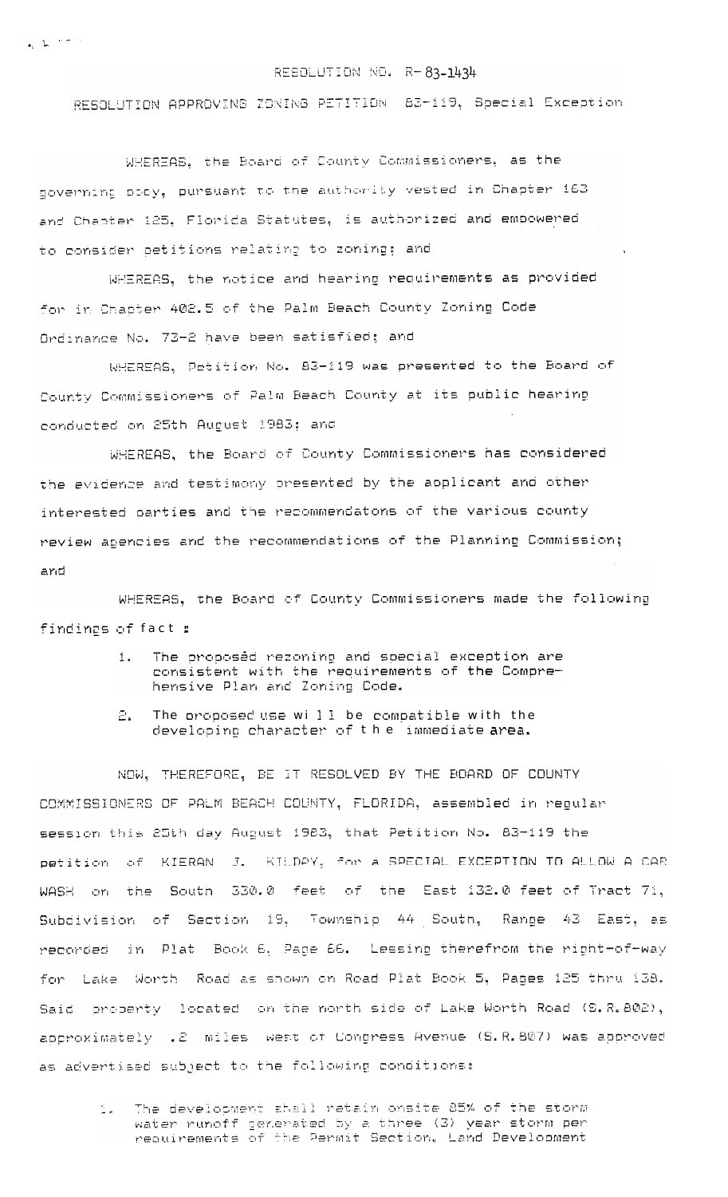# RESOLUTION NO. R-83-1434

## RESOLUTION APPROVING ZONING PETITION 83-119, Special Exception

WHEREAS, the Board of County Commissioners, as the governing body, pursuant to the authority vested in Chapter 163 and Chapter 125, Florida Statutes, is authorized and empowered to consider petitions relating to zoning; and

WHEREAS, the notice and hearing requirements as provided for in Chapter 402.5 of the Palm Beach County Zoning Code Ordinance No. 73-2 have been satisfied; and

WHEREAS, Petition No. 83-119 was presented to the Board of County Commissioners of Palm Beach County at its public hearing conducted on 25th August 1983; and

WHEREAS, the Board of County Commissioners has considered the evidence and testimony presented by the applicant and other interested parties and the recommendatons of the various county review agencies and the recommendations of the Planning Commission; and

WHEREAS, the Board of County Commissioners made the following findings of fact :

1. The proposed rezoning and special exception are consistent with the requirements of the Comprehensive Plan and Zoning Code.
2. The proposed use will be compatible with the developing character of the immediate area.

NOW, THEREFORE, BE IT RESOLVED BY THE BOARD OF COUNTY COMMISSIONERS OF PALM BEACH COUNTY, FLORIDA, assembled in regular session this 25th day August 1983, that Petition No. 83-119 the petition of KIERAN J. KILDAY, for a SPECIAL EXCEPTION TO ALLOW A CAR WASH on the South 330.0 feet of the East 132.0 feet of Tract 71, Subdivision of Section 19, Township 44 South, Range 43 East, as recorded in Plat Book 6, Page 66. Lessing therefrom the right-of-way for Lake Worth Road as shown on Road Plat Book 5, Pages 125 thru 138. Said property located on the north side of Lake Worth Road (S.R.802), approximately .2 miles west of Congress Avenue (S.R.807) was approved as advertised subject to the following conditions:

1. The development shall retain onsite 85% of the storm water runoff generated by a three (3) year storm per requirements of the Permit Section, Land Development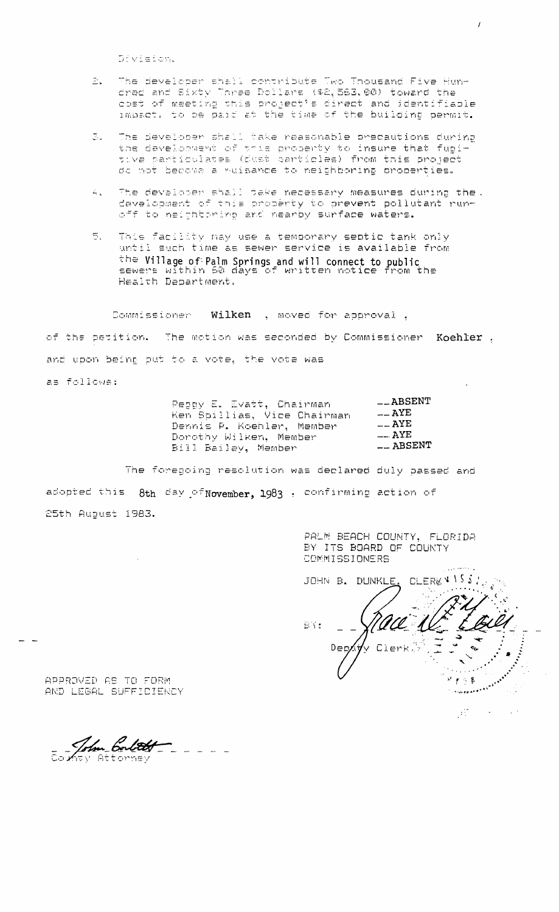Division.

2. The developer shall contribute Two Thousand Five Hundred and Sixty Three Dollars ($2,563.00) toward the cost of meeting this project's direct and identifiable impact, to be paid at the time of the building permit.

3. The developer shall take reasonable precautions during the development of this property to insure that fugitive particulates (dust particles) from this project do not become a nuisance to neighboring properties.

4. The developer shall take necessary measures during the development of this property to prevent pollutant run-off to neighboring and nearby surface waters.

5. This facility may use a temporary septic tank only until such time as sewer service is available from the Village of Palm Springs and will connect to public sewers within 60 days of written notice from the Health Department.

Commissioner **Wilken**, moved for approval, of the petition. The motion was seconded by Commissioner **Koehler**, and upon being put to a vote, the vote was as follows:

| | |
|---|---|
| Peggy E. Evatt, Chairman | -- ABSENT |
| Ken Spillias, Vice Chairman | -- AYE |
| Dennis P. Koehler, Member | -- AYE |
| Dorothy Wilken, Member | -- AYE |
| Bill Bailey, Member | -- ABSENT |

The foregoing resolution was declared duly passed and adopted this **8th** day of **November, 1983**, confirming action of 25th August 1983.

PALM BEACH COUNTY, FLORIDA
BY ITS BOARD OF COUNTY
COMMISSIONERS

JOHN B. DUNKLE, CLERK

BY: _______________
Deputy Clerk

APPROVED AS TO FORM
AND LEGAL SUFFICIENCY

_______________
County Attorney